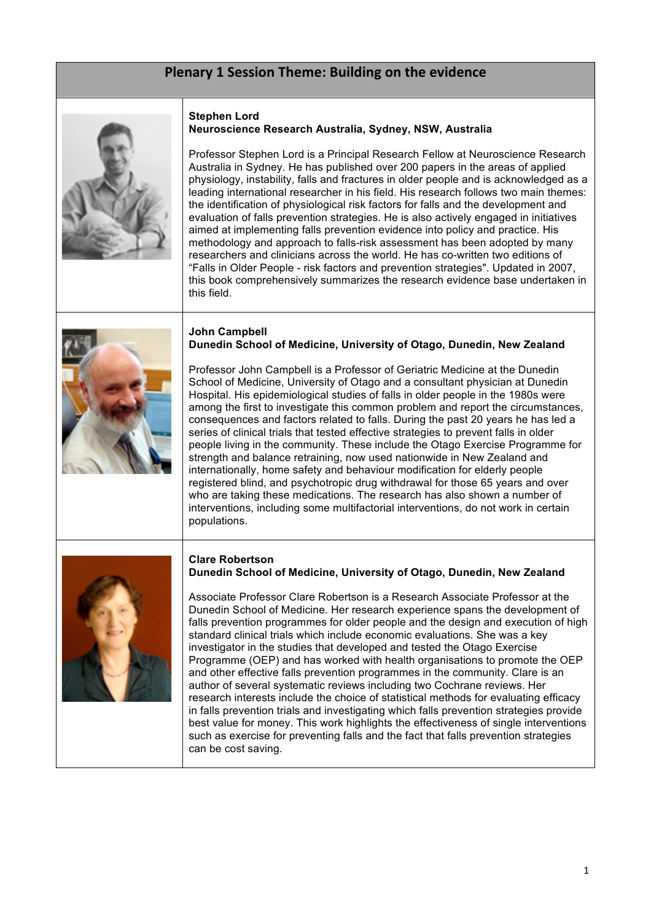# Plenary 1 Session Theme: Building on the evidence

**Stephen Lord**
**Neuroscience Research Australia, Sydney, NSW, Australia**

Professor Stephen Lord is a Principal Research Fellow at Neuroscience Research Australia in Sydney. He has published over 200 papers in the areas of applied physiology, instability, falls and fractures in older people and is acknowledged as a leading international researcher in his field. His research follows two main themes: the identification of physiological risk factors for falls and the development and evaluation of falls prevention strategies. He is also actively engaged in initiatives aimed at implementing falls prevention evidence into policy and practice. His methodology and approach to falls-risk assessment has been adopted by many researchers and clinicians across the world. He has co-written two editions of "Falls in Older People - risk factors and prevention strategies". Updated in 2007, this book comprehensively summarizes the research evidence base undertaken in this field.

**John Campbell**
**Dunedin School of Medicine, University of Otago, Dunedin, New Zealand**

Professor John Campbell is a Professor of Geriatric Medicine at the Dunedin School of Medicine, University of Otago and a consultant physician at Dunedin Hospital. His epidemiological studies of falls in older people in the 1980s were among the first to investigate this common problem and report the circumstances, consequences and factors related to falls. During the past 20 years he has led a series of clinical trials that tested effective strategies to prevent falls in older people living in the community. These include the Otago Exercise Programme for strength and balance retraining, now used nationwide in New Zealand and internationally, home safety and behaviour modification for elderly people registered blind, and psychotropic drug withdrawal for those 65 years and over who are taking these medications. The research has also shown a number of interventions, including some multifactorial interventions, do not work in certain populations.

**Clare Robertson**
**Dunedin School of Medicine, University of Otago, Dunedin, New Zealand**

Associate Professor Clare Robertson is a Research Associate Professor at the Dunedin School of Medicine. Her research experience spans the development of falls prevention programmes for older people and the design and execution of high standard clinical trials which include economic evaluations. She was a key investigator in the studies that developed and tested the Otago Exercise Programme (OEP) and has worked with health organisations to promote the OEP and other effective falls prevention programmes in the community. Clare is an author of several systematic reviews including two Cochrane reviews. Her research interests include the choice of statistical methods for evaluating efficacy in falls prevention trials and investigating which falls prevention strategies provide best value for money. This work highlights the effectiveness of single interventions such as exercise for preventing falls and the fact that falls prevention strategies can be cost saving.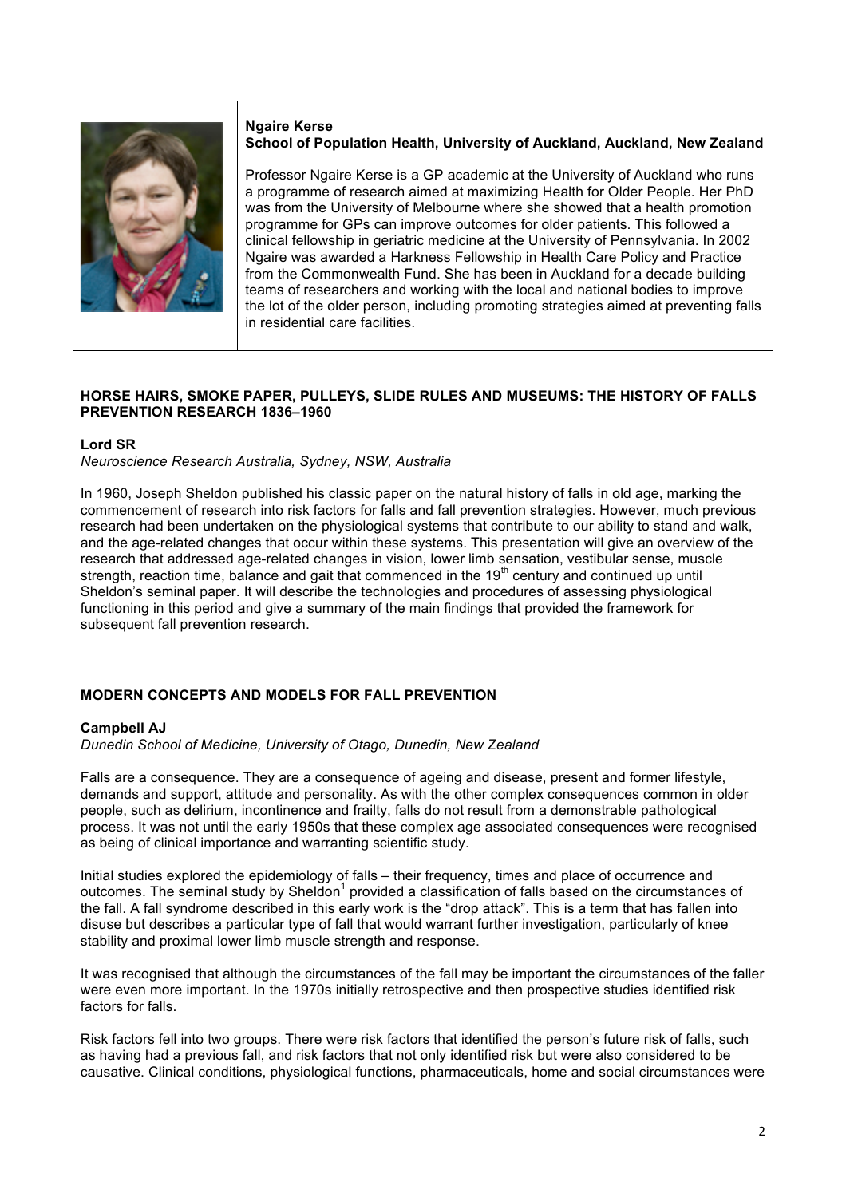**Ngaire Kerse**
**School of Population Health, University of Auckland, Auckland, New Zealand**

Professor Ngaire Kerse is a GP academic at the University of Auckland who runs a programme of research aimed at maximizing Health for Older People. Her PhD was from the University of Melbourne where she showed that a health promotion programme for GPs can improve outcomes for older patients. This followed a clinical fellowship in geriatric medicine at the University of Pennsylvania. In 2002 Ngaire was awarded a Harkness Fellowship in Health Care Policy and Practice from the Commonwealth Fund. She has been in Auckland for a decade building teams of researchers and working with the local and national bodies to improve the lot of the older person, including promoting strategies aimed at preventing falls in residential care facilities.

## HORSE HAIRS, SMOKE PAPER, PULLEYS, SLIDE RULES AND MUSEUMS: THE HISTORY OF FALLS PREVENTION RESEARCH 1836–1960

**Lord SR**
*Neuroscience Research Australia, Sydney, NSW, Australia*

In 1960, Joseph Sheldon published his classic paper on the natural history of falls in old age, marking the commencement of research into risk factors for falls and fall prevention strategies. However, much previous research had been undertaken on the physiological systems that contribute to our ability to stand and walk, and the age-related changes that occur within these systems. This presentation will give an overview of the research that addressed age-related changes in vision, lower limb sensation, vestibular sense, muscle strength, reaction time, balance and gait that commenced in the 19th century and continued up until Sheldon's seminal paper. It will describe the technologies and procedures of assessing physiological functioning in this period and give a summary of the main findings that provided the framework for subsequent fall prevention research.

---

## MODERN CONCEPTS AND MODELS FOR FALL PREVENTION

**Campbell AJ**
*Dunedin School of Medicine, University of Otago, Dunedin, New Zealand*

Falls are a consequence. They are a consequence of ageing and disease, present and former lifestyle, demands and support, attitude and personality. As with the other complex consequences common in older people, such as delirium, incontinence and frailty, falls do not result from a demonstrable pathological process. It was not until the early 1950s that these complex age associated consequences were recognised as being of clinical importance and warranting scientific study.

Initial studies explored the epidemiology of falls – their frequency, times and place of occurrence and outcomes. The seminal study by Sheldon[1] provided a classification of falls based on the circumstances of the fall. A fall syndrome described in this early work is the "drop attack". This is a term that has fallen into disuse but describes a particular type of fall that would warrant further investigation, particularly of knee stability and proximal lower limb muscle strength and response.

It was recognised that although the circumstances of the fall may be important the circumstances of the faller were even more important. In the 1970s initially retrospective and then prospective studies identified risk factors for falls.

Risk factors fell into two groups. There were risk factors that identified the person's future risk of falls, such as having had a previous fall, and risk factors that not only identified risk but were also considered to be causative. Clinical conditions, physiological functions, pharmaceuticals, home and social circumstances were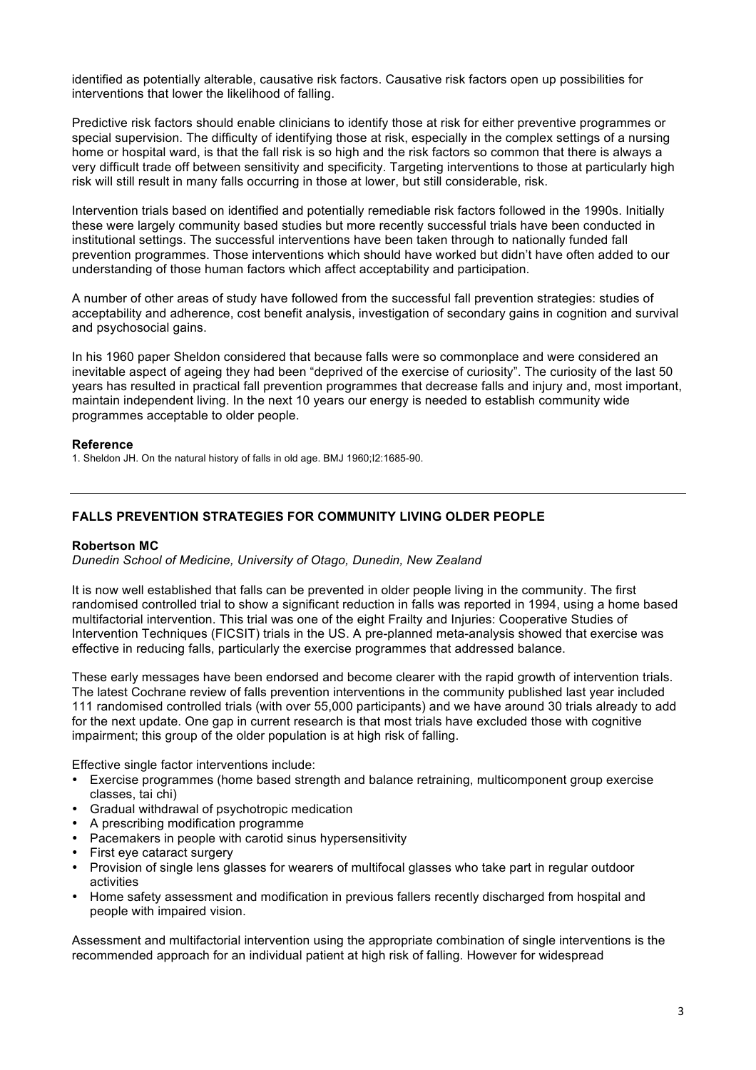identified as potentially alterable, causative risk factors. Causative risk factors open up possibilities for interventions that lower the likelihood of falling.

Predictive risk factors should enable clinicians to identify those at risk for either preventive programmes or special supervision. The difficulty of identifying those at risk, especially in the complex settings of a nursing home or hospital ward, is that the fall risk is so high and the risk factors so common that there is always a very difficult trade off between sensitivity and specificity. Targeting interventions to those at particularly high risk will still result in many falls occurring in those at lower, but still considerable, risk.

Intervention trials based on identified and potentially remediable risk factors followed in the 1990s. Initially these were largely community based studies but more recently successful trials have been conducted in institutional settings. The successful interventions have been taken through to nationally funded fall prevention programmes. Those interventions which should have worked but didn't have often added to our understanding of those human factors which affect acceptability and participation.

A number of other areas of study have followed from the successful fall prevention strategies: studies of acceptability and adherence, cost benefit analysis, investigation of secondary gains in cognition and survival and psychosocial gains.

In his 1960 paper Sheldon considered that because falls were so commonplace and were considered an inevitable aspect of ageing they had been "deprived of the exercise of curiosity". The curiosity of the last 50 years has resulted in practical fall prevention programmes that decrease falls and injury and, most important, maintain independent living. In the next 10 years our energy is needed to establish community wide programmes acceptable to older people.

**Reference**

1. Sheldon JH. On the natural history of falls in old age. BMJ 1960;I2:1685-90.

---

## FALLS PREVENTION STRATEGIES FOR COMMUNITY LIVING OLDER PEOPLE

**Robertson MC**

*Dunedin School of Medicine, University of Otago, Dunedin, New Zealand*

It is now well established that falls can be prevented in older people living in the community. The first randomised controlled trial to show a significant reduction in falls was reported in 1994, using a home based multifactorial intervention. This trial was one of the eight Frailty and Injuries: Cooperative Studies of Intervention Techniques (FICSIT) trials in the US. A pre-planned meta-analysis showed that exercise was effective in reducing falls, particularly the exercise programmes that addressed balance.

These early messages have been endorsed and become clearer with the rapid growth of intervention trials. The latest Cochrane review of falls prevention interventions in the community published last year included 111 randomised controlled trials (with over 55,000 participants) and we have around 30 trials already to add for the next update. One gap in current research is that most trials have excluded those with cognitive impairment; this group of the older population is at high risk of falling.

Effective single factor interventions include:

- Exercise programmes (home based strength and balance retraining, multicomponent group exercise classes, tai chi)
- Gradual withdrawal of psychotropic medication
- A prescribing modification programme
- Pacemakers in people with carotid sinus hypersensitivity
- First eye cataract surgery
- Provision of single lens glasses for wearers of multifocal glasses who take part in regular outdoor activities
- Home safety assessment and modification in previous fallers recently discharged from hospital and people with impaired vision.

Assessment and multifactorial intervention using the appropriate combination of single interventions is the recommended approach for an individual patient at high risk of falling. However for widespread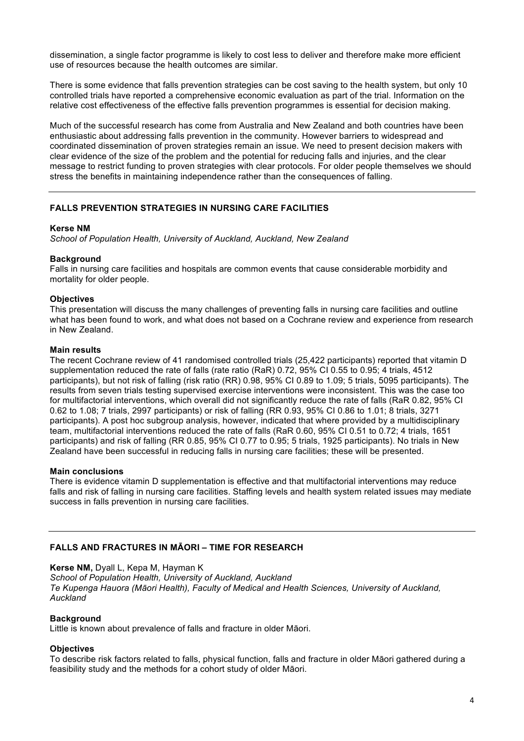dissemination, a single factor programme is likely to cost less to deliver and therefore make more efficient use of resources because the health outcomes are similar.

There is some evidence that falls prevention strategies can be cost saving to the health system, but only 10 controlled trials have reported a comprehensive economic evaluation as part of the trial. Information on the relative cost effectiveness of the effective falls prevention programmes is essential for decision making.

Much of the successful research has come from Australia and New Zealand and both countries have been enthusiastic about addressing falls prevention in the community. However barriers to widespread and coordinated dissemination of proven strategies remain an issue. We need to present decision makers with clear evidence of the size of the problem and the potential for reducing falls and injuries, and the clear message to restrict funding to proven strategies with clear protocols. For older people themselves we should stress the benefits in maintaining independence rather than the consequences of falling.

---

## FALLS PREVENTION STRATEGIES IN NURSING CARE FACILITIES

**Kerse NM**
*School of Population Health, University of Auckland, Auckland, New Zealand*

**Background**
Falls in nursing care facilities and hospitals are common events that cause considerable morbidity and mortality for older people.

**Objectives**
This presentation will discuss the many challenges of preventing falls in nursing care facilities and outline what has been found to work, and what does not based on a Cochrane review and experience from research in New Zealand.

**Main results**
The recent Cochrane review of 41 randomised controlled trials (25,422 participants) reported that vitamin D supplementation reduced the rate of falls (rate ratio (RaR) 0.72, 95% CI 0.55 to 0.95; 4 trials, 4512 participants), but not risk of falling (risk ratio (RR) 0.98, 95% CI 0.89 to 1.09; 5 trials, 5095 participants). The results from seven trials testing supervised exercise interventions were inconsistent. This was the case too for multifactorial interventions, which overall did not significantly reduce the rate of falls (RaR 0.82, 95% CI 0.62 to 1.08; 7 trials, 2997 participants) or risk of falling (RR 0.93, 95% CI 0.86 to 1.01; 8 trials, 3271 participants). A post hoc subgroup analysis, however, indicated that where provided by a multidisciplinary team, multifactorial interventions reduced the rate of falls (RaR 0.60, 95% CI 0.51 to 0.72; 4 trials, 1651 participants) and risk of falling (RR 0.85, 95% CI 0.77 to 0.95; 5 trials, 1925 participants). No trials in New Zealand have been successful in reducing falls in nursing care facilities; these will be presented.

**Main conclusions**
There is evidence vitamin D supplementation is effective and that multifactorial interventions may reduce falls and risk of falling in nursing care facilities. Staffing levels and health system related issues may mediate success in falls prevention in nursing care facilities.

---

## FALLS AND FRACTURES IN MĀORI – TIME FOR RESEARCH

**Kerse NM,** Dyall L, Kepa M, Hayman K
*School of Population Health, University of Auckland, Auckland*
*Te Kupenga Hauora (Māori Health), Faculty of Medical and Health Sciences, University of Auckland, Auckland*

**Background**
Little is known about prevalence of falls and fracture in older Māori.

**Objectives**
To describe risk factors related to falls, physical function, falls and fracture in older Māori gathered during a feasibility study and the methods for a cohort study of older Māori.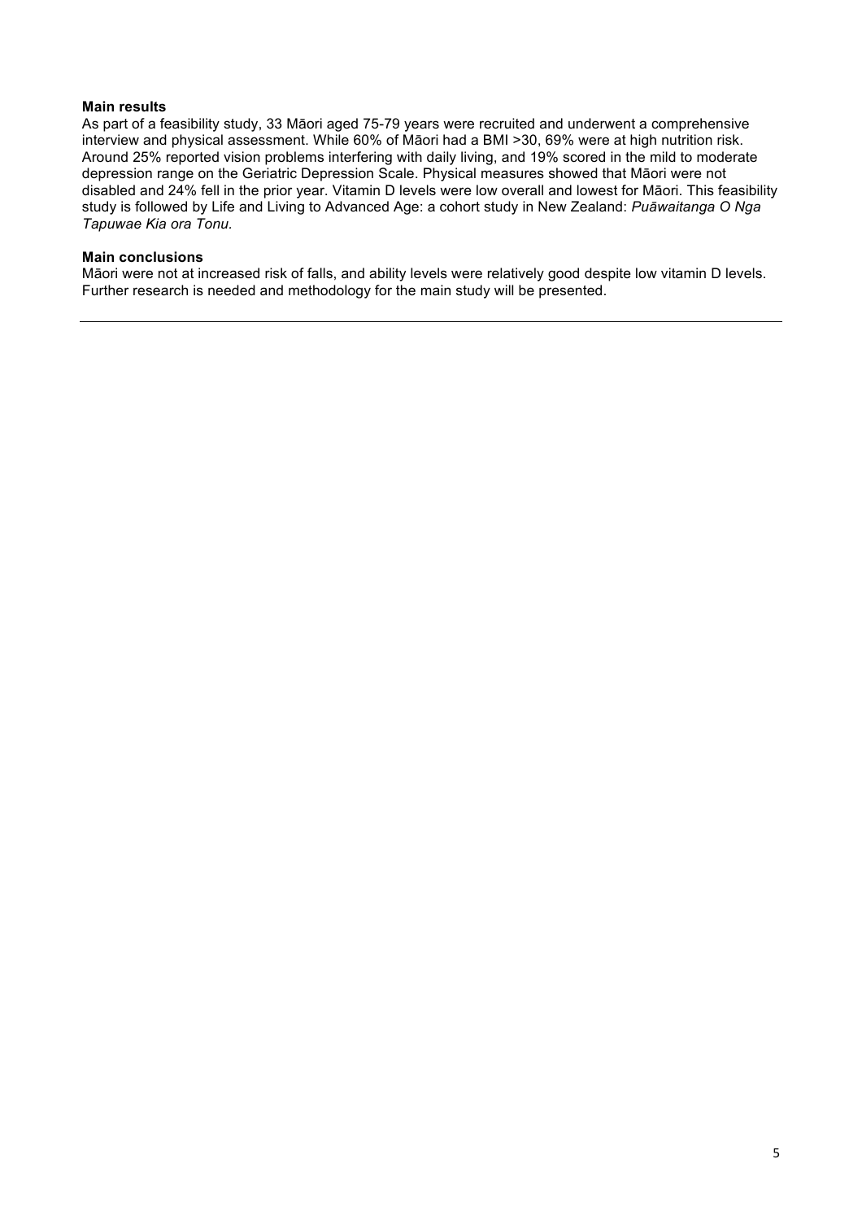**Main results**

As part of a feasibility study, 33 Māori aged 75-79 years were recruited and underwent a comprehensive interview and physical assessment. While 60% of Māori had a BMI >30, 69% were at high nutrition risk. Around 25% reported vision problems interfering with daily living, and 19% scored in the mild to moderate depression range on the Geriatric Depression Scale. Physical measures showed that Māori were not disabled and 24% fell in the prior year. Vitamin D levels were low overall and lowest for Māori. This feasibility study is followed by Life and Living to Advanced Age: a cohort study in New Zealand: *Puāwaitanga O Nga Tapuwae Kia ora Tonu.*

**Main conclusions**

Māori were not at increased risk of falls, and ability levels were relatively good despite low vitamin D levels. Further research is needed and methodology for the main study will be presented.